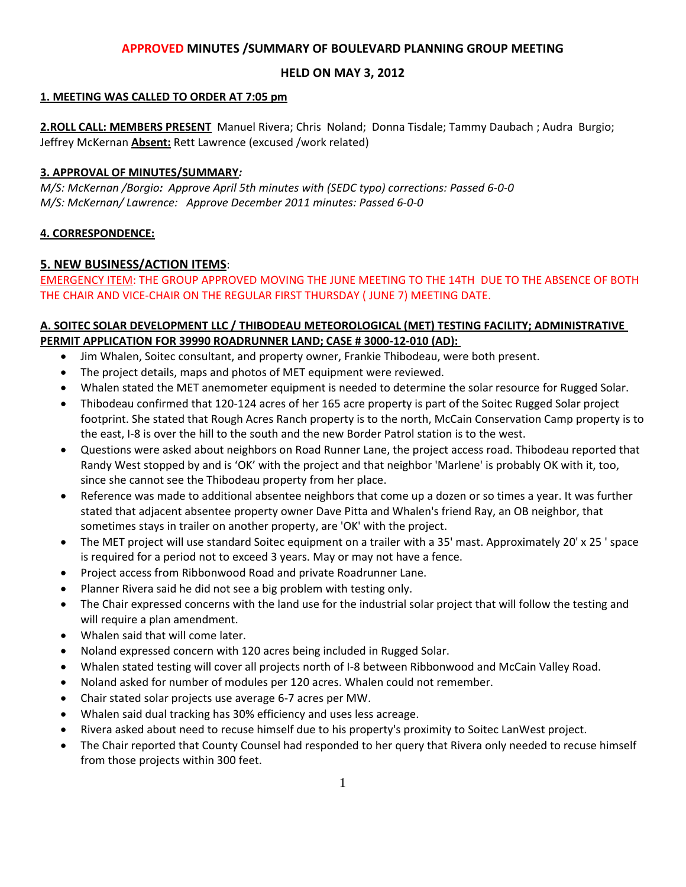# APPROVED MINUTES /SUMMARY OF BOULEVARD PLANNING GROUP MEETING

## HELD ON MAY 3, 2012

### 1. MEETING WAS CALLED TO ORDER AT 7:05 pm

**2.ROLL CALL: MEMBERS PRESENT** Manuel Rivera; Chris Noland; Donna Tisdale; Tammy Daubach ; Audra Burgio; Jeffrey McKernan **Absent:** Rett Lawrence (excused /work related)

### 3. APPROVAL OF MINUTES/SUMMARY*:*

*M/S: McKernan /Borgio: Approve April 5th minutes with (SEDC typo) corrections: Passed 6-0-0*
*M/S: McKernan/ Lawrence: Approve December 2011 minutes: Passed 6-0-0*

### 4. CORRESPONDENCE:

### 5. NEW BUSINESS/ACTION ITEMS:

EMERGENCY ITEM: THE GROUP APPROVED MOVING THE JUNE MEETING TO THE 14TH DUE TO THE ABSENCE OF BOTH THE CHAIR AND VICE-CHAIR ON THE REGULAR FIRST THURSDAY ( JUNE 7) MEETING DATE.

#### A. SOITEC SOLAR DEVELOPMENT LLC / THIBODEAU METEOROLOGICAL (MET) TESTING FACILITY; ADMINISTRATIVE PERMIT APPLICATION FOR 39990 ROADRUNNER LAND; CASE # 3000-12-010 (AD):

- Jim Whalen, Soitec consultant, and property owner, Frankie Thibodeau, were both present.
- The project details, maps and photos of MET equipment were reviewed.
- Whalen stated the MET anemometer equipment is needed to determine the solar resource for Rugged Solar.
- Thibodeau confirmed that 120-124 acres of her 165 acre property is part of the Soitec Rugged Solar project footprint. She stated that Rough Acres Ranch property is to the north, McCain Conservation Camp property is to the east, I-8 is over the hill to the south and the new Border Patrol station is to the west.
- Questions were asked about neighbors on Road Runner Lane, the project access road. Thibodeau reported that Randy West stopped by and is 'OK' with the project and that neighbor 'Marlene' is probably OK with it, too, since she cannot see the Thibodeau property from her place.
- Reference was made to additional absentee neighbors that come up a dozen or so times a year. It was further stated that adjacent absentee property owner Dave Pitta and Whalen's friend Ray, an OB neighbor, that sometimes stays in trailer on another property, are 'OK' with the project.
- The MET project will use standard Soitec equipment on a trailer with a 35' mast. Approximately 20' x 25 ' space is required for a period not to exceed 3 years. May or may not have a fence.
- Project access from Ribbonwood Road and private Roadrunner Lane.
- Planner Rivera said he did not see a big problem with testing only.
- The Chair expressed concerns with the land use for the industrial solar project that will follow the testing and will require a plan amendment.
- Whalen said that will come later.
- Noland expressed concern with 120 acres being included in Rugged Solar.
- Whalen stated testing will cover all projects north of I-8 between Ribbonwood and McCain Valley Road.
- Noland asked for number of modules per 120 acres. Whalen could not remember.
- Chair stated solar projects use average 6-7 acres per MW.
- Whalen said dual tracking has 30% efficiency and uses less acreage.
- Rivera asked about need to recuse himself due to his property's proximity to Soitec LanWest project.
- The Chair reported that County Counsel had responded to her query that Rivera only needed to recuse himself from those projects within 300 feet.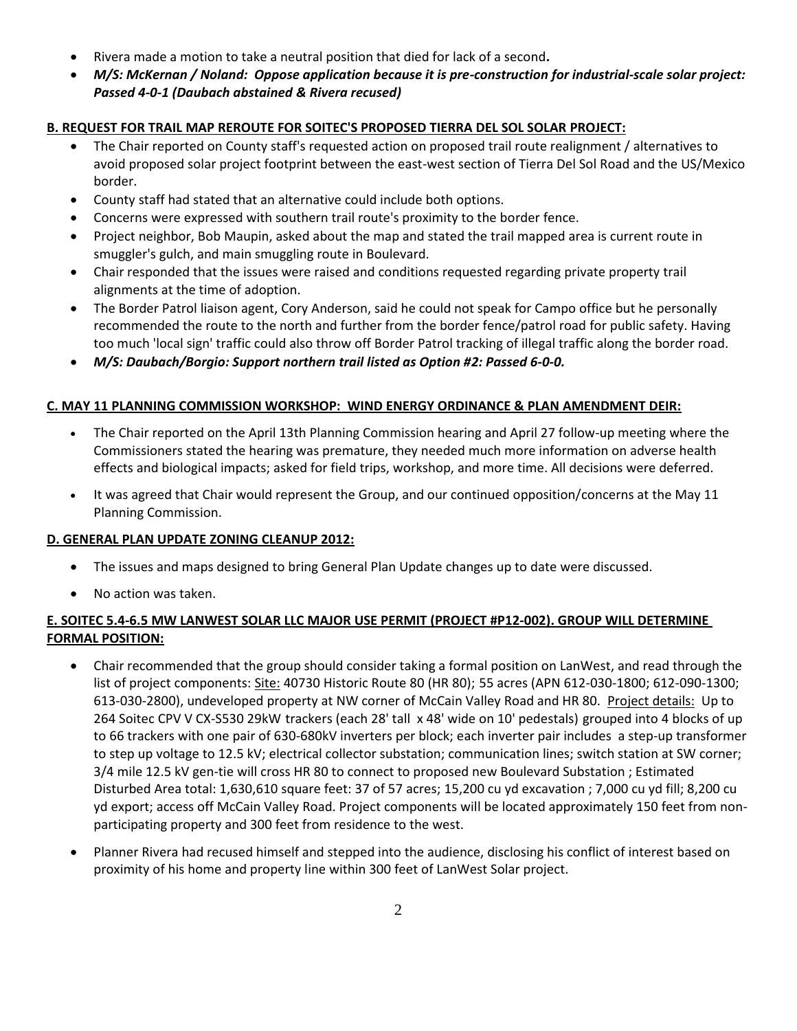- Rivera made a motion to take a neutral position that died for lack of a second**.**
- ***M/S: McKernan / Noland: Oppose application because it is pre-construction for industrial-scale solar project: Passed 4-0-1 (Daubach abstained & Rivera recused)***

**B. REQUEST FOR TRAIL MAP REROUTE FOR SOITEC'S PROPOSED TIERRA DEL SOL SOLAR PROJECT:**

- The Chair reported on County staff's requested action on proposed trail route realignment / alternatives to avoid proposed solar project footprint between the east-west section of Tierra Del Sol Road and the US/Mexico border.
- County staff had stated that an alternative could include both options.
- Concerns were expressed with southern trail route's proximity to the border fence.
- Project neighbor, Bob Maupin, asked about the map and stated the trail mapped area is current route in smuggler's gulch, and main smuggling route in Boulevard.
- Chair responded that the issues were raised and conditions requested regarding private property trail alignments at the time of adoption.
- The Border Patrol liaison agent, Cory Anderson, said he could not speak for Campo office but he personally recommended the route to the north and further from the border fence/patrol road for public safety. Having too much 'local sign' traffic could also throw off Border Patrol tracking of illegal traffic along the border road.
- ***M/S: Daubach/Borgio: Support northern trail listed as Option #2: Passed 6-0-0.***

**C. MAY 11 PLANNING COMMISSION WORKSHOP: WIND ENERGY ORDINANCE & PLAN AMENDMENT DEIR:**

- The Chair reported on the April 13th Planning Commission hearing and April 27 follow-up meeting where the Commissioners stated the hearing was premature, they needed much more information on adverse health effects and biological impacts; asked for field trips, workshop, and more time. All decisions were deferred.
- It was agreed that Chair would represent the Group, and our continued opposition/concerns at the May 11 Planning Commission.

**D. GENERAL PLAN UPDATE ZONING CLEANUP 2012:**

- The issues and maps designed to bring General Plan Update changes up to date were discussed.
- No action was taken.

**E. SOITEC 5.4-6.5 MW LANWEST SOLAR LLC MAJOR USE PERMIT (PROJECT #P12-002). GROUP WILL DETERMINE FORMAL POSITION:**

- Chair recommended that the group should consider taking a formal position on LanWest, and read through the list of project components: Site: 40730 Historic Route 80 (HR 80); 55 acres (APN 612-030-1800; 612-090-1300; 613-030-2800), undeveloped property at NW corner of McCain Valley Road and HR 80. Project details: Up to 264 Soitec CPV V CX-S530 29kW trackers (each 28' tall x 48' wide on 10' pedestals) grouped into 4 blocks of up to 66 trackers with one pair of 630-680kV inverters per block; each inverter pair includes a step-up transformer to step up voltage to 12.5 kV; electrical collector substation; communication lines; switch station at SW corner; 3/4 mile 12.5 kV gen-tie will cross HR 80 to connect to proposed new Boulevard Substation ; Estimated Disturbed Area total: 1,630,610 square feet: 37 of 57 acres; 15,200 cu yd excavation ; 7,000 cu yd fill; 8,200 cu yd export; access off McCain Valley Road. Project components will be located approximately 150 feet from non-participating property and 300 feet from residence to the west.
- Planner Rivera had recused himself and stepped into the audience, disclosing his conflict of interest based on proximity of his home and property line within 300 feet of LanWest Solar project.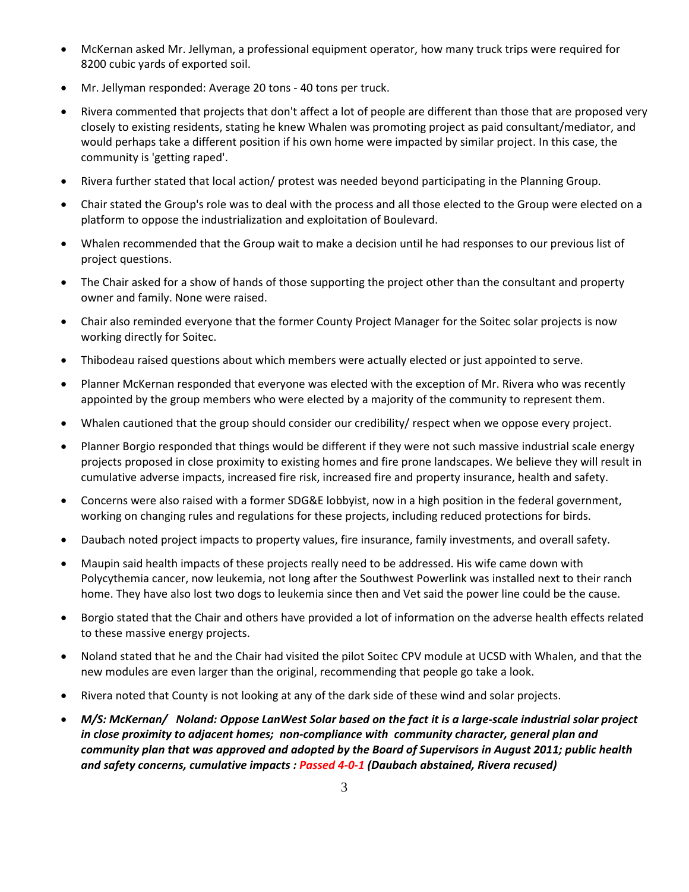- McKernan asked Mr. Jellyman, a professional equipment operator, how many truck trips were required for 8200 cubic yards of exported soil.
- Mr. Jellyman responded: Average 20 tons - 40 tons per truck.
- Rivera commented that projects that don't affect a lot of people are different than those that are proposed very closely to existing residents, stating he knew Whalen was promoting project as paid consultant/mediator, and would perhaps take a different position if his own home were impacted by similar project. In this case, the community is 'getting raped'.
- Rivera further stated that local action/ protest was needed beyond participating in the Planning Group.
- Chair stated the Group's role was to deal with the process and all those elected to the Group were elected on a platform to oppose the industrialization and exploitation of Boulevard.
- Whalen recommended that the Group wait to make a decision until he had responses to our previous list of project questions.
- The Chair asked for a show of hands of those supporting the project other than the consultant and property owner and family. None were raised.
- Chair also reminded everyone that the former County Project Manager for the Soitec solar projects is now working directly for Soitec.
- Thibodeau raised questions about which members were actually elected or just appointed to serve.
- Planner McKernan responded that everyone was elected with the exception of Mr. Rivera who was recently appointed by the group members who were elected by a majority of the community to represent them.
- Whalen cautioned that the group should consider our credibility/ respect when we oppose every project.
- Planner Borgio responded that things would be different if they were not such massive industrial scale energy projects proposed in close proximity to existing homes and fire prone landscapes. We believe they will result in cumulative adverse impacts, increased fire risk, increased fire and property insurance, health and safety.
- Concerns were also raised with a former SDG&E lobbyist, now in a high position in the federal government, working on changing rules and regulations for these projects, including reduced protections for birds.
- Daubach noted project impacts to property values, fire insurance, family investments, and overall safety.
- Maupin said health impacts of these projects really need to be addressed. His wife came down with Polycythemia cancer, now leukemia, not long after the Southwest Powerlink was installed next to their ranch home. They have also lost two dogs to leukemia since then and Vet said the power line could be the cause.
- Borgio stated that the Chair and others have provided a lot of information on the adverse health effects related to these massive energy projects.
- Noland stated that he and the Chair had visited the pilot Soitec CPV module at UCSD with Whalen, and that the new modules are even larger than the original, recommending that people go take a look.
- Rivera noted that County is not looking at any of the dark side of these wind and solar projects.
- ***M/S: McKernan/ Noland: Oppose LanWest Solar based on the fact it is a large-scale industrial solar project in close proximity to adjacent homes; non-compliance with community character, general plan and community plan that was approved and adopted by the Board of Supervisors in August 2011; public health and safety concerns, cumulative impacts : Passed 4-0-1 (Daubach abstained, Rivera recused)***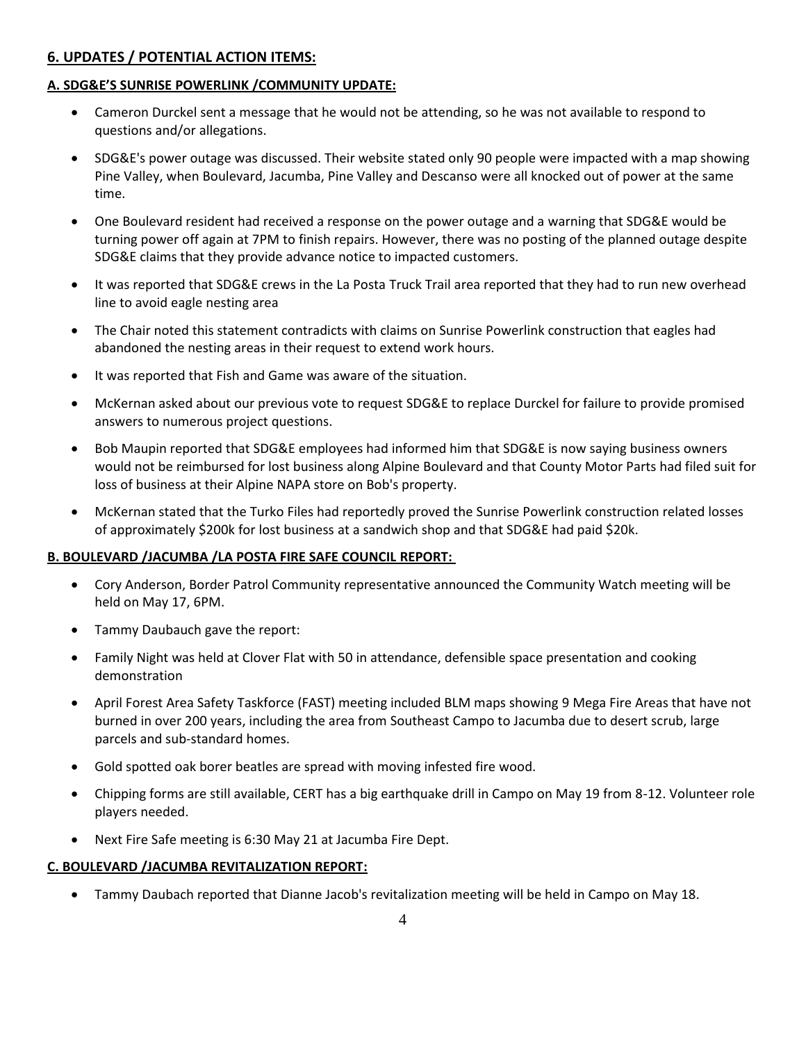## 6. UPDATES / POTENTIAL ACTION ITEMS:

### A. SDG&E'S SUNRISE POWERLINK /COMMUNITY UPDATE:

- Cameron Durckel sent a message that he would not be attending, so he was not available to respond to questions and/or allegations.
- SDG&E's power outage was discussed. Their website stated only 90 people were impacted with a map showing Pine Valley, when Boulevard, Jacumba, Pine Valley and Descanso were all knocked out of power at the same time.
- One Boulevard resident had received a response on the power outage and a warning that SDG&E would be turning power off again at 7PM to finish repairs. However, there was no posting of the planned outage despite SDG&E claims that they provide advance notice to impacted customers.
- It was reported that SDG&E crews in the La Posta Truck Trail area reported that they had to run new overhead line to avoid eagle nesting area
- The Chair noted this statement contradicts with claims on Sunrise Powerlink construction that eagles had abandoned the nesting areas in their request to extend work hours.
- It was reported that Fish and Game was aware of the situation.
- McKernan asked about our previous vote to request SDG&E to replace Durckel for failure to provide promised answers to numerous project questions.
- Bob Maupin reported that SDG&E employees had informed him that SDG&E is now saying business owners would not be reimbursed for lost business along Alpine Boulevard and that County Motor Parts had filed suit for loss of business at their Alpine NAPA store on Bob's property.
- McKernan stated that the Turko Files had reportedly proved the Sunrise Powerlink construction related losses of approximately $200k for lost business at a sandwich shop and that SDG&E had paid $20k.

### B. BOULEVARD /JACUMBA /LA POSTA FIRE SAFE COUNCIL REPORT:

- Cory Anderson, Border Patrol Community representative announced the Community Watch meeting will be held on May 17, 6PM.
- Tammy Daubauch gave the report:
- Family Night was held at Clover Flat with 50 in attendance, defensible space presentation and cooking demonstration
- April Forest Area Safety Taskforce (FAST) meeting included BLM maps showing 9 Mega Fire Areas that have not burned in over 200 years, including the area from Southeast Campo to Jacumba due to desert scrub, large parcels and sub-standard homes.
- Gold spotted oak borer beatles are spread with moving infested fire wood.
- Chipping forms are still available, CERT has a big earthquake drill in Campo on May 19 from 8-12. Volunteer role players needed.
- Next Fire Safe meeting is 6:30 May 21 at Jacumba Fire Dept.

### C. BOULEVARD /JACUMBA REVITALIZATION REPORT:

- Tammy Daubach reported that Dianne Jacob's revitalization meeting will be held in Campo on May 18.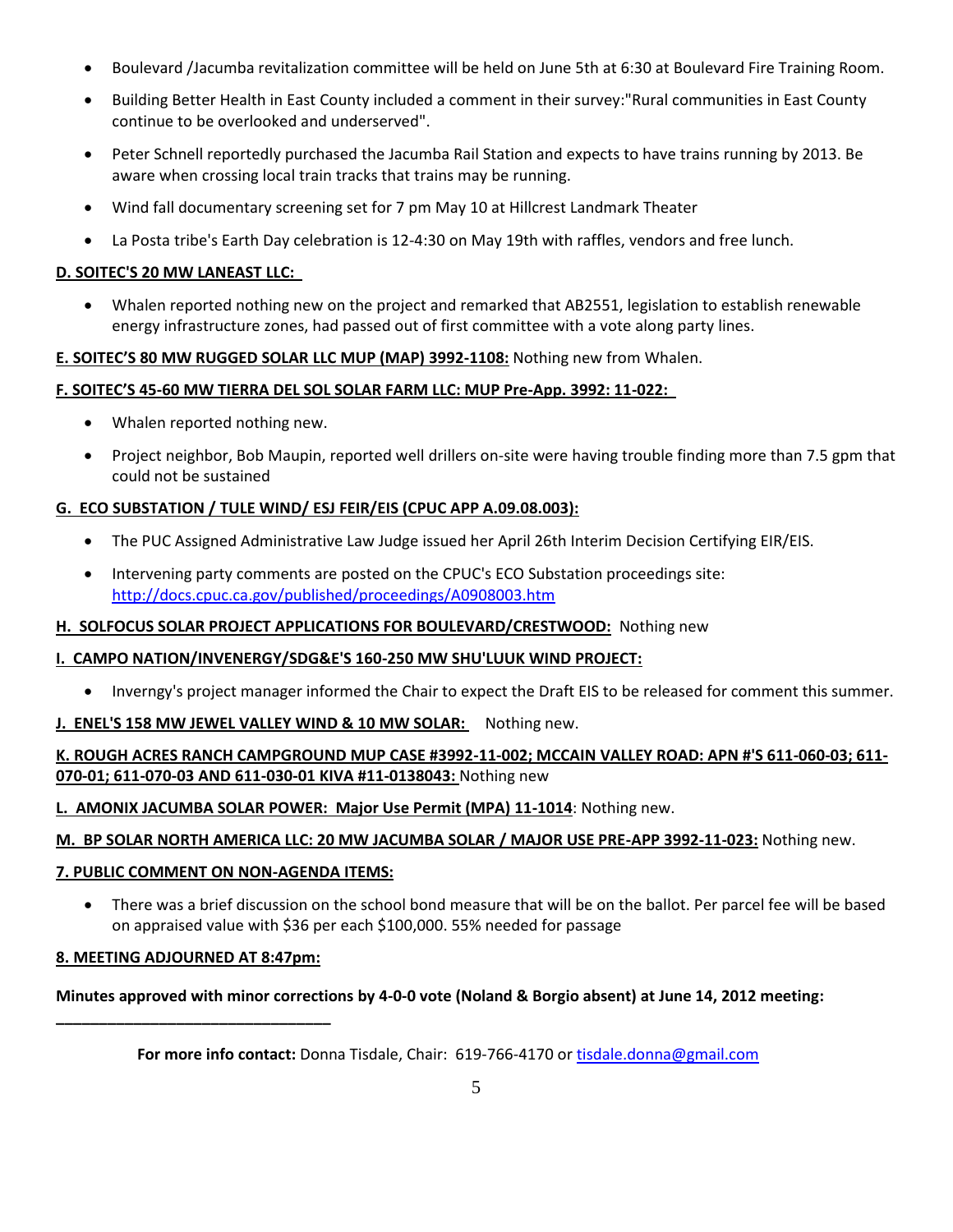- Boulevard /Jacumba revitalization committee will be held on June 5th at 6:30 at Boulevard Fire Training Room.
- Building Better Health in East County included a comment in their survey:"Rural communities in East County continue to be overlooked and underserved".
- Peter Schnell reportedly purchased the Jacumba Rail Station and expects to have trains running by 2013. Be aware when crossing local train tracks that trains may be running.
- Wind fall documentary screening set for 7 pm May 10 at Hillcrest Landmark Theater
- La Posta tribe's Earth Day celebration is 12-4:30 on May 19th with raffles, vendors and free lunch.

**D. SOITEC'S 20 MW LANEAST LLC:**

- Whalen reported nothing new on the project and remarked that AB2551, legislation to establish renewable energy infrastructure zones, had passed out of first committee with a vote along party lines.

**E. SOITEC'S 80 MW RUGGED SOLAR LLC MUP (MAP) 3992-1108:** Nothing new from Whalen.

**F. SOITEC'S 45-60 MW TIERRA DEL SOL SOLAR FARM LLC: MUP Pre-App. 3992: 11-022:**

- Whalen reported nothing new.
- Project neighbor, Bob Maupin, reported well drillers on-site were having trouble finding more than 7.5 gpm that could not be sustained

**G. ECO SUBSTATION / TULE WIND/ ESJ FEIR/EIS (CPUC APP A.09.08.003):**

- The PUC Assigned Administrative Law Judge issued her April 26th Interim Decision Certifying EIR/EIS.
- Intervening party comments are posted on the CPUC's ECO Substation proceedings site: http://docs.cpuc.ca.gov/published/proceedings/A0908003.htm

**H. SOLFOCUS SOLAR PROJECT APPLICATIONS FOR BOULEVARD/CRESTWOOD:** Nothing new

**I. CAMPO NATION/INVENERGY/SDG&E'S 160-250 MW SHU'LUUK WIND PROJECT:**

- Inverngy's project manager informed the Chair to expect the Draft EIS to be released for comment this summer.

**J. ENEL'S 158 MW JEWEL VALLEY WIND & 10 MW SOLAR:** Nothing new.

**K. ROUGH ACRES RANCH CAMPGROUND MUP CASE #3992-11-002; MCCAIN VALLEY ROAD: APN #'S 611-060-03; 611-070-01; 611-070-03 AND 611-030-01 KIVA #11-0138043:** Nothing new

**L. AMONIX JACUMBA SOLAR POWER: Major Use Permit (MPA) 11-1014**: Nothing new.

**M. BP SOLAR NORTH AMERICA LLC: 20 MW JACUMBA SOLAR / MAJOR USE PRE-APP 3992-11-023:** Nothing new.

**7. PUBLIC COMMENT ON NON-AGENDA ITEMS:**

- There was a brief discussion on the school bond measure that will be on the ballot. Per parcel fee will be based on appraised value with $36 per each $100,000. 55% needed for passage

**8. MEETING ADJOURNED AT 8:47pm:**

**Minutes approved with minor corrections by 4-0-0 vote (Noland & Borgio absent) at June 14, 2012 meeting:**

**________________________________**

**For more info contact:** Donna Tisdale, Chair: 619-766-4170 or tisdale.donna@gmail.com